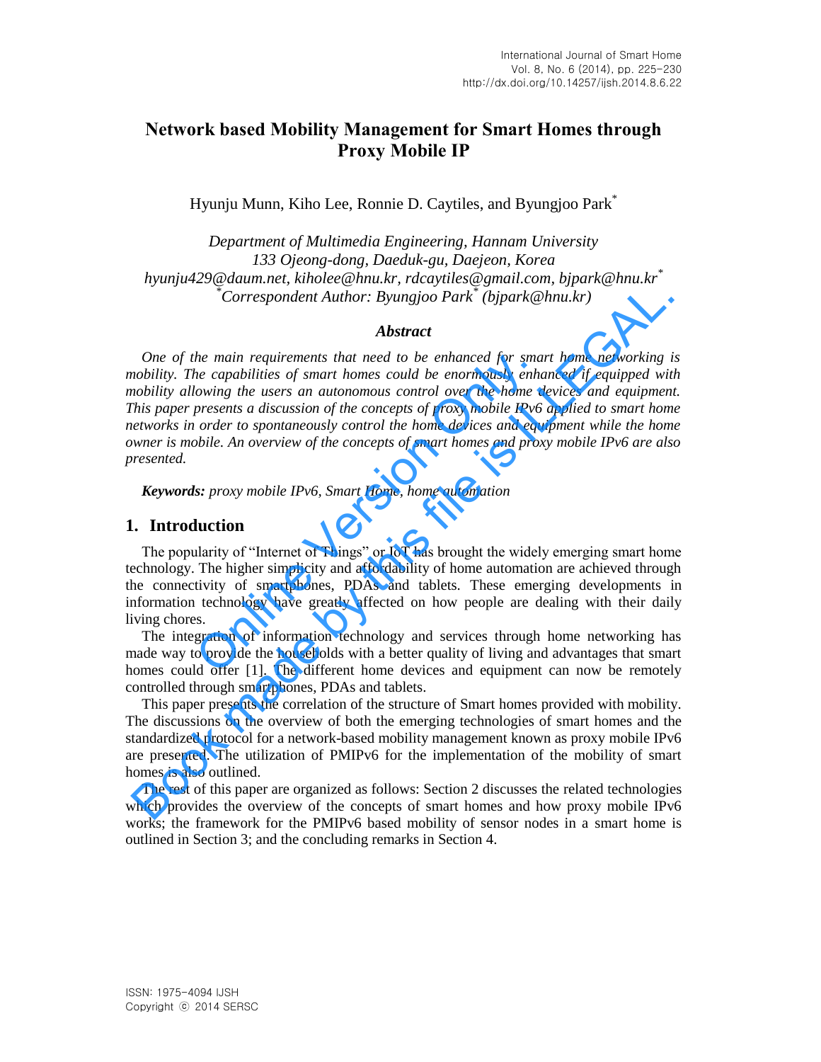# Network based Mobility Management for Smart Homes through Proxy Mobile IP

Hyunju Munn, Kiho Lee, Ronnie D. Caytiles, and Byungjoo Park*

*Department of Multimedia Engineering, Hannam University*
*133 Ojeong-dong, Daeduk-gu, Daejeon, Korea*
*hyunju429@daum.net, kiholee@hnu.kr, rdcaytiles@gmail.com, bjpark@hnu.kr**
*\*Correspondent Author: Byungjoo Park* (bjpark@hnu.kr)*

### *Abstract*

*One of the main requirements that need to be enhanced for smart home networking is mobility. The capabilities of smart homes could be enormously enhanced if equipped with mobility allowing the users an autonomous control over the home devices and equipment. This paper presents a discussion of the concepts of proxy mobile IPv6 applied to smart home networks in order to spontaneously control the home devices and equipment while the home owner is mobile. An overview of the concepts of smart homes and proxy mobile IPv6 are also presented.*

***Keywords:*** *proxy mobile IPv6, Smart Home, home automation*

## 1. Introduction

The popularity of "Internet of Things" or IoT has brought the widely emerging smart home technology. The higher simplicity and affordability of home automation are achieved through the connectivity of smartphones, PDAs and tablets. These emerging developments in information technology have greatly affected on how people are dealing with their daily living chores.

The integration of information technology and services through home networking has made way to provide the households with a better quality of living and advantages that smart homes could offer [1]. The different home devices and equipment can now be remotely controlled through smartphones, PDAs and tablets.

This paper presents the correlation of the structure of Smart homes provided with mobility. The discussions on the overview of both the emerging technologies of smart homes and the standardized protocol for a network-based mobility management known as proxy mobile IPv6 are presented. The utilization of PMIPv6 for the implementation of the mobility of smart homes is also outlined.

The rest of this paper are organized as follows: Section 2 discusses the related technologies which provides the overview of the concepts of smart homes and how proxy mobile IPv6 works; the framework for the PMIPv6 based mobility of sensor nodes in a smart home is outlined in Section 3; and the concluding remarks in Section 4.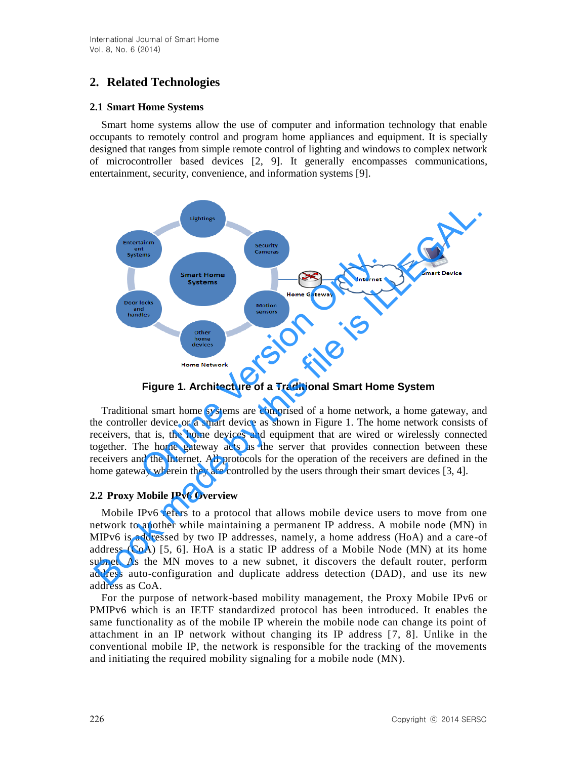## 2. Related Technologies

### 2.1 Smart Home Systems

Smart home systems allow the use of computer and information technology that enable occupants to remotely control and program home appliances and equipment. It is specially designed that ranges from simple remote control of lighting and windows to complex network of microcontroller based devices [2, 9]. It generally encompasses communications, entertainment, security, convenience, and information systems [9].

**Figure 1. Architecture of a Traditional Smart Home System**

Traditional smart home systems are comprised of a home network, a home gateway, and the controller device or a smart device as shown in Figure 1. The home network consists of receivers, that is, the home devices and equipment that are wired or wirelessly connected together. The home gateway acts as the server that provides connection between these receivers and the Internet. All protocols for the operation of the receivers are defined in the home gateway wherein they are controlled by the users through their smart devices [3, 4].

### 2.2 Proxy Mobile IPv6 Overview

Mobile IPv6 refers to a protocol that allows mobile device users to move from one network to another while maintaining a permanent IP address. A mobile node (MN) in MIPv6 is addressed by two IP addresses, namely, a home address (HoA) and a care-of address (CoA) [5, 6]. HoA is a static IP address of a Mobile Node (MN) at its home subnet. As the MN moves to a new subnet, it discovers the default router, perform address auto-configuration and duplicate address detection (DAD), and use its new address as CoA.

For the purpose of network-based mobility management, the Proxy Mobile IPv6 or PMIPv6 which is an IETF standardized protocol has been introduced. It enables the same functionality as of the mobile IP wherein the mobile node can change its point of attachment in an IP network without changing its IP address [7, 8]. Unlike in the conventional mobile IP, the network is responsible for the tracking of the movements and initiating the required mobility signaling for a mobile node (MN).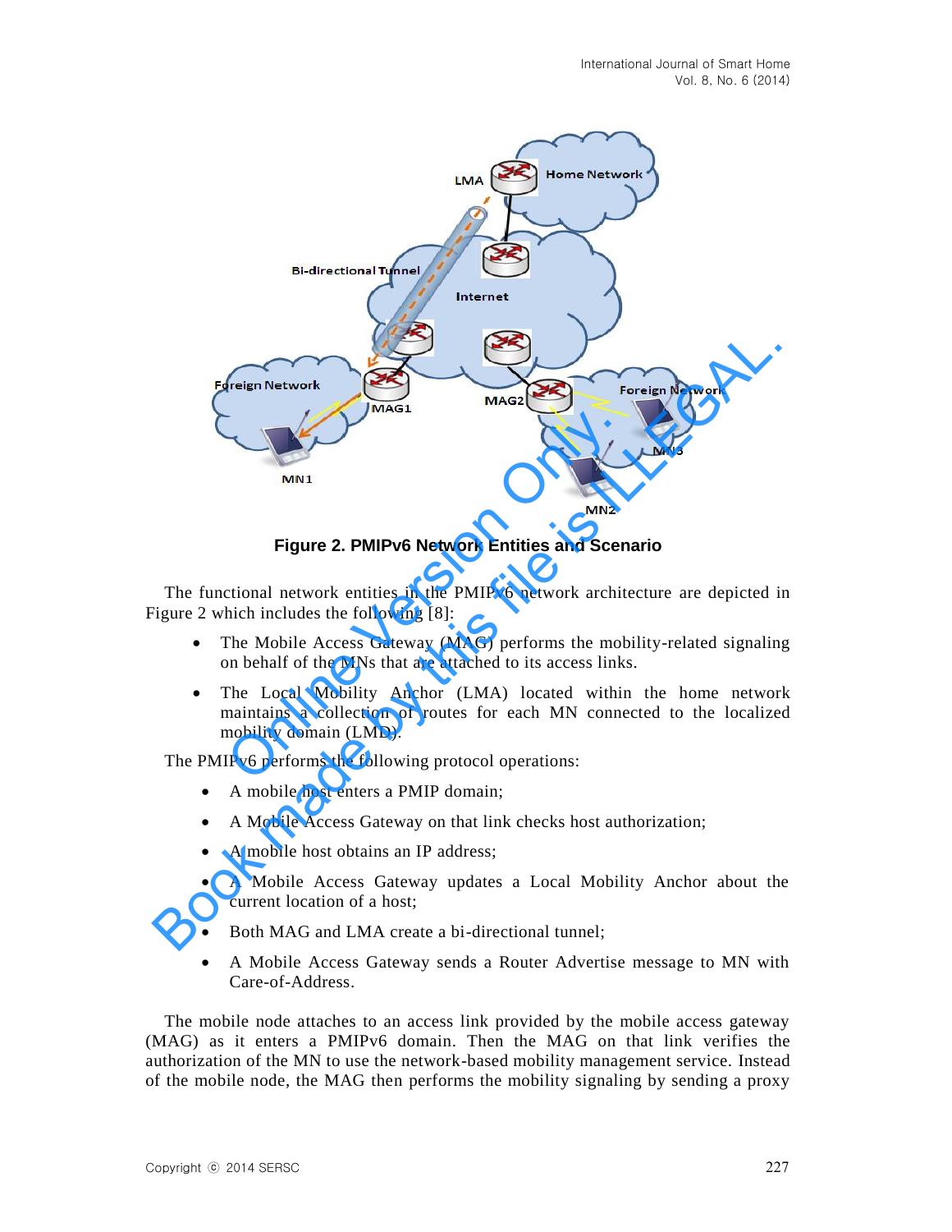**Figure 2. PMIPv6 Network Entities and Scenario**

The functional network entities in the PMIPv6 network architecture are depicted in Figure 2 which includes the following [8]:

- The Mobile Access Gateway (MAG) performs the mobility-related signaling on behalf of the MNs that are attached to its access links.
- The Local Mobility Anchor (LMA) located within the home network maintains a collection of routes for each MN connected to the localized mobility domain (LMD).

The PMIPv6 performs the following protocol operations:

- A mobile host enters a PMIP domain;
- A Mobile Access Gateway on that link checks host authorization;
- A mobile host obtains an IP address;
- A Mobile Access Gateway updates a Local Mobility Anchor about the current location of a host;
- Both MAG and LMA create a bi-directional tunnel;
- A Mobile Access Gateway sends a Router Advertise message to MN with Care-of-Address.

The mobile node attaches to an access link provided by the mobile access gateway (MAG) as it enters a PMIPv6 domain. Then the MAG on that link verifies the authorization of the MN to use the network-based mobility management service. Instead of the mobile node, the MAG then performs the mobility signaling by sending a proxy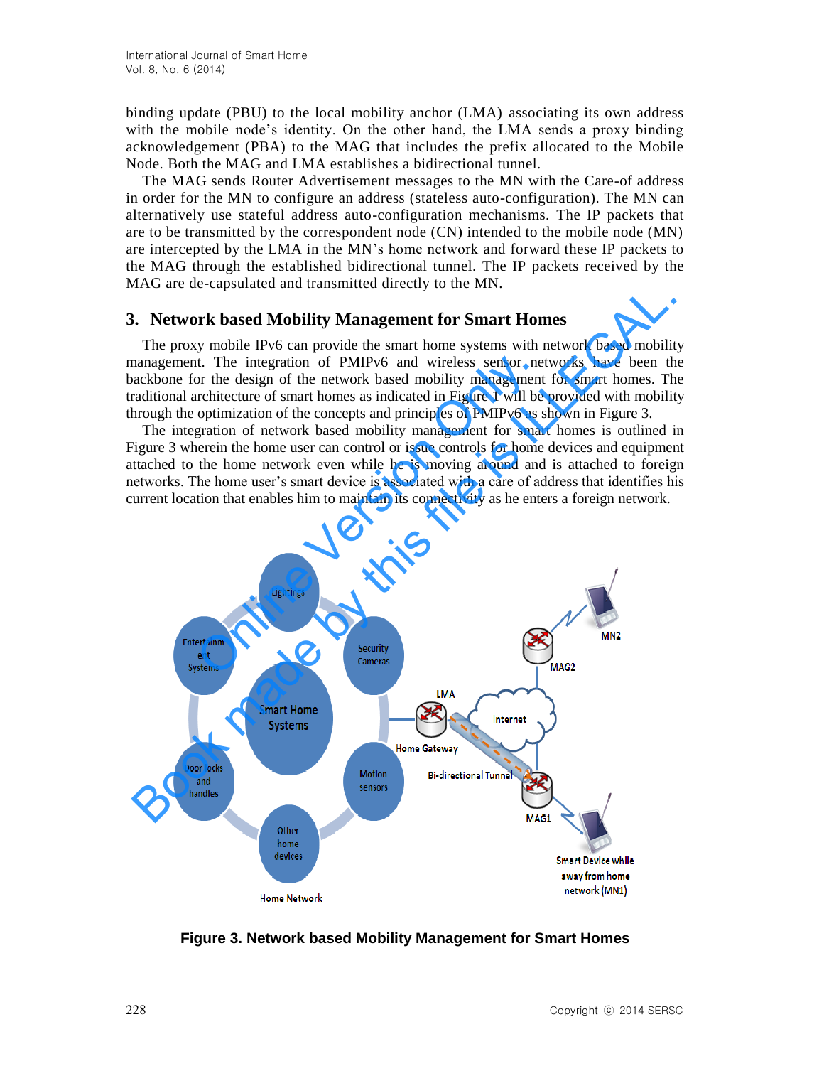binding update (PBU) to the local mobility anchor (LMA) associating its own address with the mobile node's identity. On the other hand, the LMA sends a proxy binding acknowledgement (PBA) to the MAG that includes the prefix allocated to the Mobile Node. Both the MAG and LMA establishes a bidirectional tunnel.

The MAG sends Router Advertisement messages to the MN with the Care-of address in order for the MN to configure an address (stateless auto-configuration). The MN can alternatively use stateful address auto-configuration mechanisms. The IP packets that are to be transmitted by the correspondent node (CN) intended to the mobile node (MN) are intercepted by the LMA in the MN's home network and forward these IP packets to the MAG through the established bidirectional tunnel. The IP packets received by the MAG are de-capsulated and transmitted directly to the MN.

## 3. Network based Mobility Management for Smart Homes

The proxy mobile IPv6 can provide the smart home systems with network based mobility management. The integration of PMIPv6 and wireless sensor networks have been the backbone for the design of the network based mobility management for smart homes. The traditional architecture of smart homes as indicated in Figure 1 will be provided with mobility through the optimization of the concepts and principles of PMIPv6 as shown in Figure 3.

The integration of network based mobility management for smart homes is outlined in Figure 3 wherein the home user can control or issue controls for home devices and equipment attached to the home network even while he is moving around and is attached to foreign networks. The home user's smart device is associated with a care of address that identifies his current location that enables him to maintain its connectivity as he enters a foreign network.

**Figure 3. Network based Mobility Management for Smart Homes**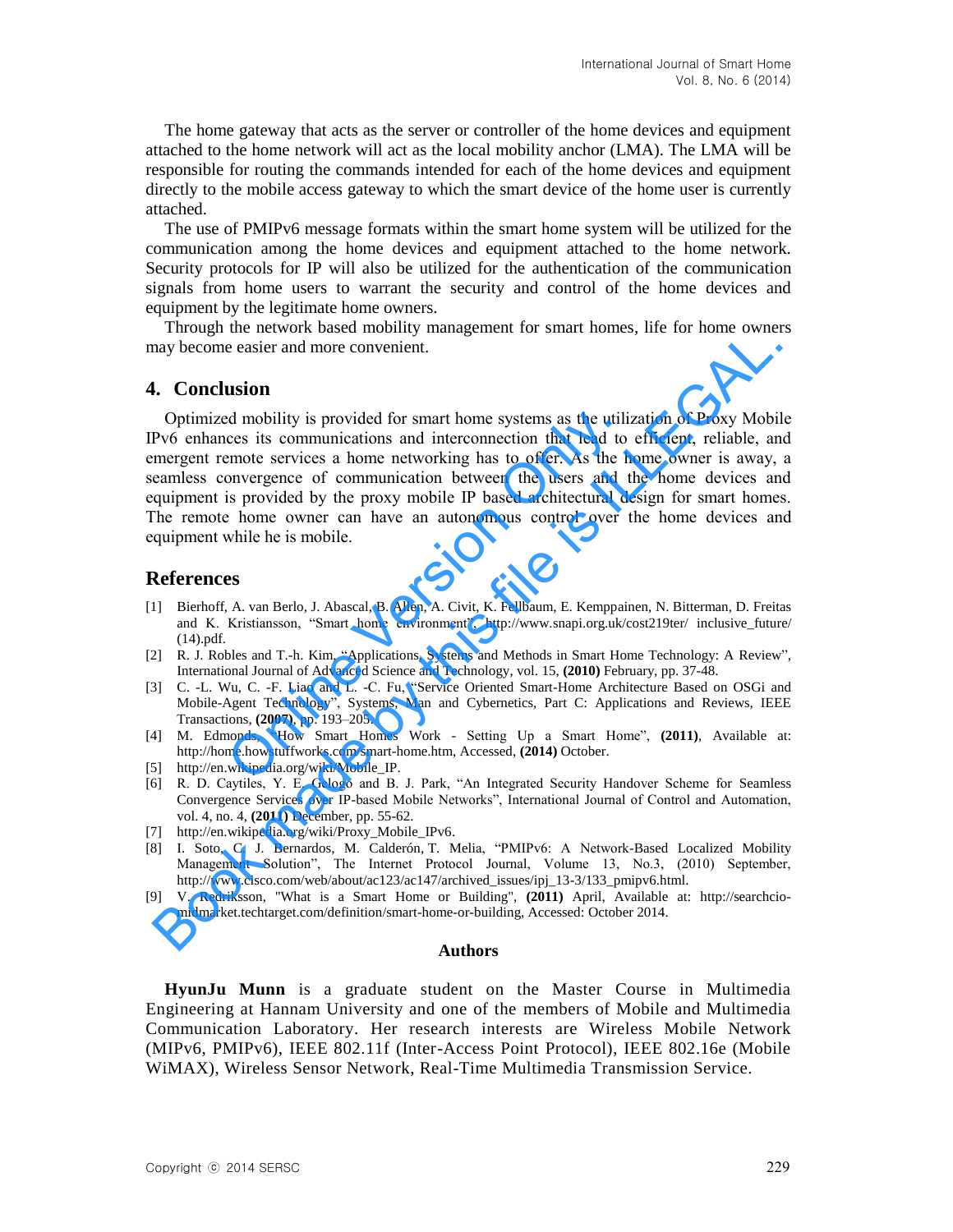The home gateway that acts as the server or controller of the home devices and equipment attached to the home network will act as the local mobility anchor (LMA). The LMA will be responsible for routing the commands intended for each of the home devices and equipment directly to the mobile access gateway to which the smart device of the home user is currently attached.

The use of PMIPv6 message formats within the smart home system will be utilized for the communication among the home devices and equipment attached to the home network. Security protocols for IP will also be utilized for the authentication of the communication signals from home users to warrant the security and control of the home devices and equipment by the legitimate home owners.

Through the network based mobility management for smart homes, life for home owners may become easier and more convenient.

## 4. Conclusion

Optimized mobility is provided for smart home systems as the utilization of Proxy Mobile IPv6 enhances its communications and interconnection that lead to efficient, reliable, and emergent remote services a home networking has to offer. As the home owner is away, a seamless convergence of communication between the users and the home devices and equipment is provided by the proxy mobile IP based architectural design for smart homes. The remote home owner can have an autonomous control over the home devices and equipment while he is mobile.

## References

[1] Bierhoff, A. van Berlo, J. Abascal, B. Allen, A. Civit, K. Fellbaum, E. Kemppainen, N. Bitterman, D. Freitas and K. Kristiansson, "Smart home environment", http://www.snapi.org.uk/cost219ter/ inclusive_future/ (14).pdf.

[2] R. J. Robles and T.-h. Kim, "Applications, Systems and Methods in Smart Home Technology: A Review", International Journal of Advanced Science and Technology, vol. 15, **(2010)** February, pp. 37-48.

[3] C. -L. Wu, C. -F. Liao and L. -C. Fu, "Service Oriented Smart-Home Architecture Based on OSGi and Mobile-Agent Technology", Systems, Man and Cybernetics, Part C: Applications and Reviews, IEEE Transactions, **(2007)**, pp. 193–205.

[4] M. Edmonds, "How Smart Homes Work - Setting Up a Smart Home", **(2011)**, Available at: http://home.howstuffworks.com/smart-home.htm, Accessed, **(2014)** October.

[5] http://en.wikipedia.org/wiki/Mobile_IP.

[6] R. D. Caytiles, Y. E. Gelogo and B. J. Park, "An Integrated Security Handover Scheme for Seamless Convergence Services over IP-based Mobile Networks", International Journal of Control and Automation, vol. 4, no. 4, **(2011)** December, pp. 55-62.

[7] http://en.wikipedia.org/wiki/Proxy_Mobile_IPv6.

[8] I. Soto, C. J. Bernardos, M. Calderón, T. Melia, "PMIPv6: A Network-Based Localized Mobility Management Solution", The Internet Protocol Journal, Volume 13, No.3, (2010) September, http://www.cisco.com/web/about/ac123/ac147/archived_issues/ipj_13-3/133_pmipv6.html.

[9] V. Rouriksson, "What is a Smart Home or Building", **(2011)** April, Available at: http://searchcio-midmarket.techtarget.com/definition/smart-home-or-building, Accessed: October 2014.

### Authors

**HyunJu Munn** is a graduate student on the Master Course in Multimedia Engineering at Hannam University and one of the members of Mobile and Multimedia Communication Laboratory. Her research interests are Wireless Mobile Network (MIPv6, PMIPv6), IEEE 802.11f (Inter-Access Point Protocol), IEEE 802.16e (Mobile WiMAX), Wireless Sensor Network, Real-Time Multimedia Transmission Service.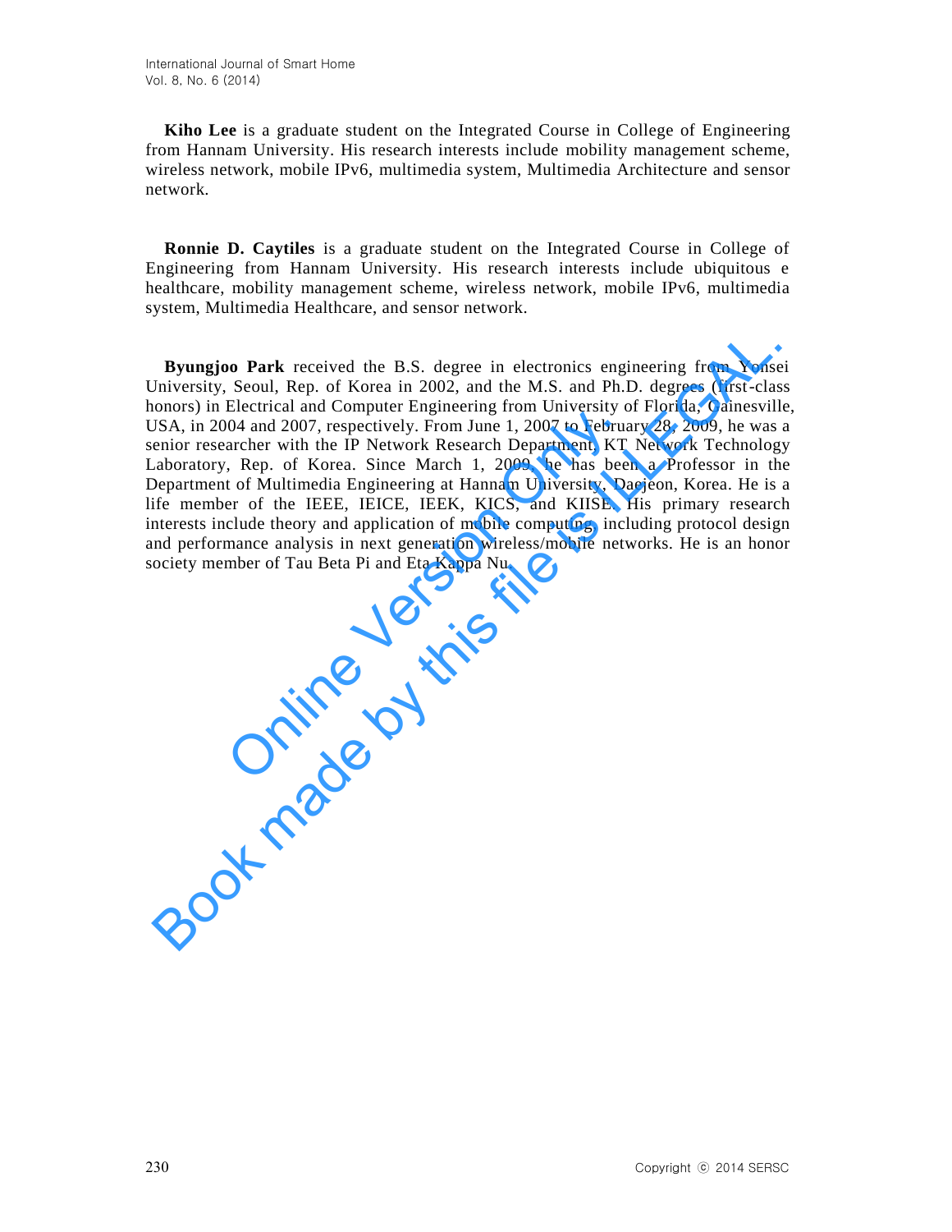**Kiho Lee** is a graduate student on the Integrated Course in College of Engineering from Hannam University. His research interests include mobility management scheme, wireless network, mobile IPv6, multimedia system, Multimedia Architecture and sensor network.

**Ronnie D. Caytiles** is a graduate student on the Integrated Course in College of Engineering from Hannam University. His research interests include ubiquitous e healthcare, mobility management scheme, wireless network, mobile IPv6, multimedia system, Multimedia Healthcare, and sensor network.

**Byungjoo Park** received the B.S. degree in electronics engineering from Yonsei University, Seoul, Rep. of Korea in 2002, and the M.S. and Ph.D. degrees (first-class honors) in Electrical and Computer Engineering from University of Florida, Gainesville, USA, in 2004 and 2007, respectively. From June 1, 2007 to February 28, 2009, he was a senior researcher with the IP Network Research Department, KT Network Technology Laboratory, Rep. of Korea. Since March 1, 2009, he has been a Professor in the Department of Multimedia Engineering at Hannam University, Daejeon, Korea. He is a life member of the IEEE, IEICE, IEEK, KICS, and KIISE. His primary research interests include theory and application of mobile computing, including protocol design and performance analysis in next generation wireless/mobile networks. He is an honor society member of Tau Beta Pi and Eta Kappa Nu.